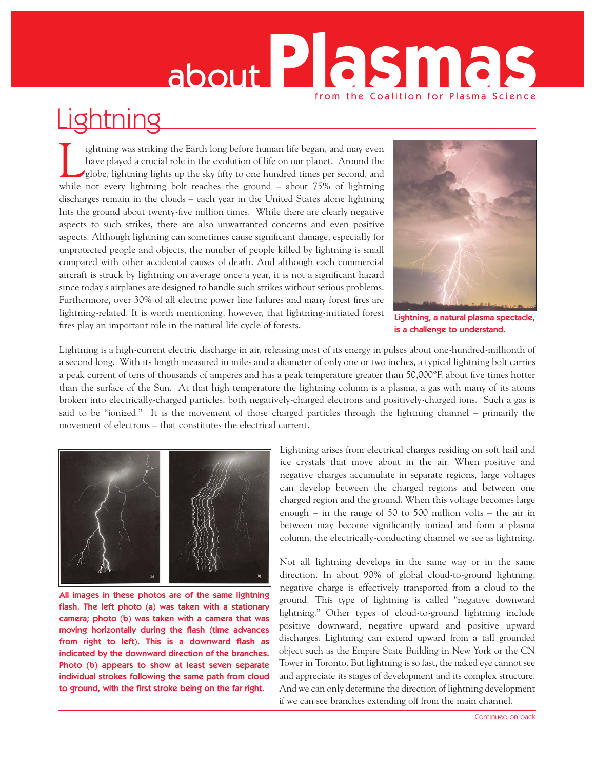# about Plasmas

from the Coalition for Plasma Science

## Lightning

Lightning was striking the Earth long before human life began, and may even have played a crucial role in the evolution of life on our planet. Around the globe, lightning lights up the sky fifty to one hundred times per second, and while not every lightning bolt reaches the ground – about 75% of lightning discharges remain in the clouds – each year in the United States alone lightning hits the ground about twenty-five million times. While there are clearly negative aspects to such strikes, there are also unwarranted concerns and even positive aspects. Although lightning can sometimes cause significant damage, especially for unprotected people and objects, the number of people killed by lightning is small compared with other accidental causes of death. And although each commercial aircraft is struck by lightning on average once a year, it is not a significant hazard since today's airplanes are designed to handle such strikes without serious problems. Furthermore, over 30% of all electric power line failures and many forest fires are lightning-related. It is worth mentioning, however, that lightning-initiated forest fires play an important role in the natural life cycle of forests.

Lightning, a natural plasma spectacle, is a challenge to understand.

Lightning is a high-current electric discharge in air, releasing most of its energy in pulses about one-hundred-millionth of a second long. With its length measured in miles and a diameter of only one or two inches, a typical lightning bolt carries a peak current of tens of thousands of amperes and has a peak temperature greater than 50,000°F, about five times hotter than the surface of the Sun. At that high temperature the lightning column is a plasma, a gas with many of its atoms broken into electrically-charged particles, both negatively-charged electrons and positively-charged ions. Such a gas is said to be "ionized." It is the movement of those charged particles through the lightning channel – primarily the movement of electrons – that constitutes the electrical current.

All images in these photos are of the same lightning flash. The left photo (a) was taken with a stationary camera; photo (b) was taken with a camera that was moving horizontally during the flash (time advances from right to left). This is a downward flash as indicated by the downward direction of the branches. Photo (b) appears to show at least seven separate individual strokes following the same path from cloud to ground, with the first stroke being on the far right.

Lightning arises from electrical charges residing on soft hail and ice crystals that move about in the air. When positive and negative charges accumulate in separate regions, large voltages can develop between the charged regions and between one charged region and the ground. When this voltage becomes large enough – in the range of 50 to 500 million volts – the air in between may become significantly ionized and form a plasma column, the electrically-conducting channel we see as lightning.

Not all lightning develops in the same way or in the same direction. In about 90% of global cloud-to-ground lightning, negative charge is effectively transported from a cloud to the ground. This type of lightning is called "negative downward lightning." Other types of cloud-to-ground lightning include positive downward, negative upward and positive upward discharges. Lightning can extend upward from a tall grounded object such as the Empire State Building in New York or the CN Tower in Toronto. But lightning is so fast, the naked eye cannot see and appreciate its stages of development and its complex structure. And we can only determine the direction of lightning development if we can see branches extending off from the main channel.

Continued on back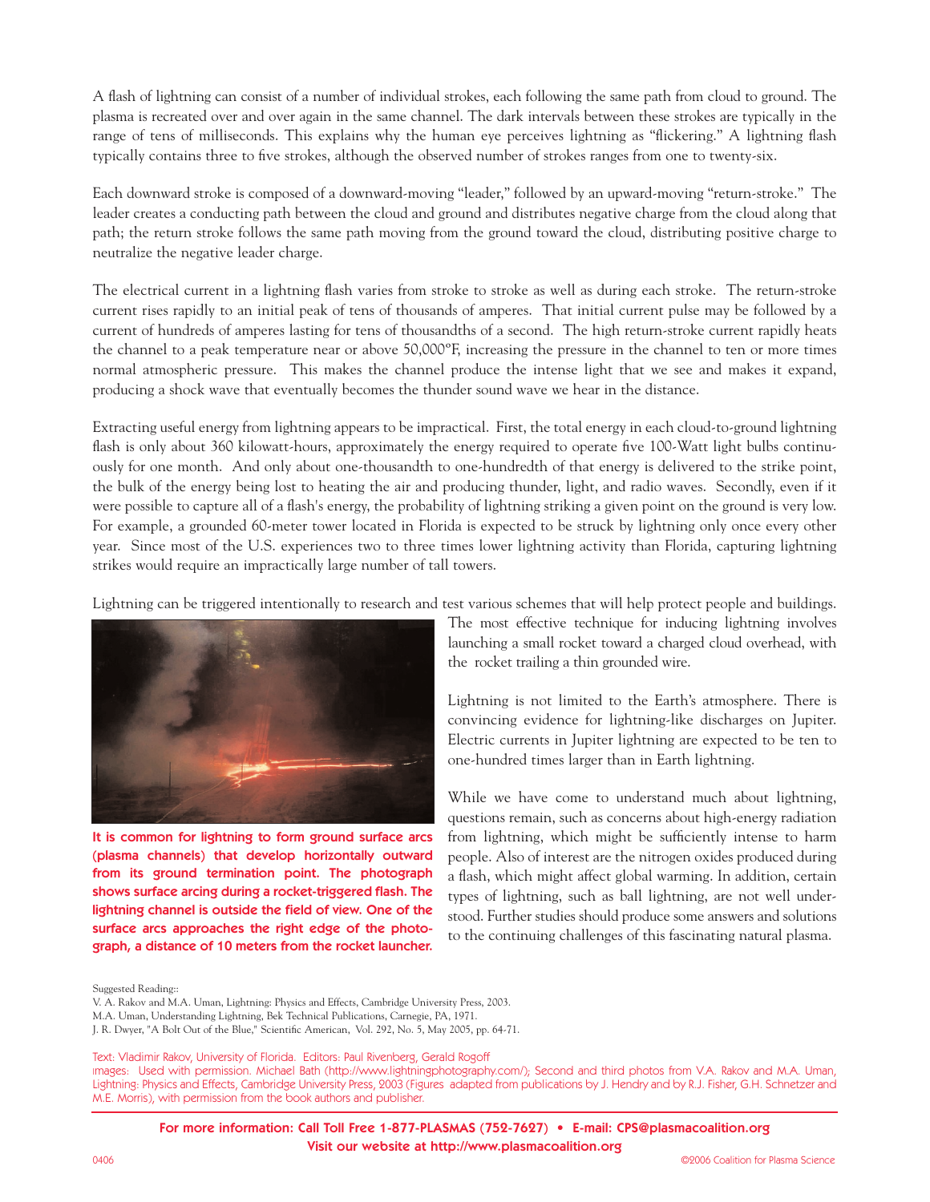A flash of lightning can consist of a number of individual strokes, each following the same path from cloud to ground. The plasma is recreated over and over again in the same channel. The dark intervals between these strokes are typically in the range of tens of milliseconds. This explains why the human eye perceives lightning as "flickering." A lightning flash typically contains three to five strokes, although the observed number of strokes ranges from one to twenty-six.

Each downward stroke is composed of a downward-moving "leader," followed by an upward-moving "return-stroke." The leader creates a conducting path between the cloud and ground and distributes negative charge from the cloud along that path; the return stroke follows the same path moving from the ground toward the cloud, distributing positive charge to neutralize the negative leader charge.

The electrical current in a lightning flash varies from stroke to stroke as well as during each stroke. The return-stroke current rises rapidly to an initial peak of tens of thousands of amperes. That initial current pulse may be followed by a current of hundreds of amperes lasting for tens of thousandths of a second. The high return-stroke current rapidly heats the channel to a peak temperature near or above 50,000°F, increasing the pressure in the channel to ten or more times normal atmospheric pressure. This makes the channel produce the intense light that we see and makes it expand, producing a shock wave that eventually becomes the thunder sound wave we hear in the distance.

Extracting useful energy from lightning appears to be impractical. First, the total energy in each cloud-to-ground lightning flash is only about 360 kilowatt-hours, approximately the energy required to operate five 100-Watt light bulbs continuously for one month. And only about one-thousandth to one-hundredth of that energy is delivered to the strike point, the bulk of the energy being lost to heating the air and producing thunder, light, and radio waves. Secondly, even if it were possible to capture all of a flash's energy, the probability of lightning striking a given point on the ground is very low. For example, a grounded 60-meter tower located in Florida is expected to be struck by lightning only once every other year. Since most of the U.S. experiences two to three times lower lightning activity than Florida, capturing lightning strikes would require an impractically large number of tall towers.

Lightning can be triggered intentionally to research and test various schemes that will help protect people and buildings. The most effective technique for inducing lightning involves launching a small rocket toward a charged cloud overhead, with the rocket trailing a thin grounded wire.

**It is common for lightning to form ground surface arcs (plasma channels) that develop horizontally outward from its ground termination point. The photograph shows surface arcing during a rocket-triggered flash. The lightning channel is outside the field of view. One of the surface arcs approaches the right edge of the photograph, a distance of 10 meters from the rocket launcher.**

Lightning is not limited to the Earth's atmosphere. There is convincing evidence for lightning-like discharges on Jupiter. Electric currents in Jupiter lightning are expected to be ten to one-hundred times larger than in Earth lightning.

While we have come to understand much about lightning, questions remain, such as concerns about high-energy radiation from lightning, which might be sufficiently intense to harm people. Also of interest are the nitrogen oxides produced during a flash, which might affect global warming. In addition, certain types of lightning, such as ball lightning, are not well understood. Further studies should produce some answers and solutions to the continuing challenges of this fascinating natural plasma.

Suggested Reading::

V. A. Rakov and M.A. Uman, Lightning: Physics and Effects, Cambridge University Press, 2003.

M.A. Uman, Understanding Lightning, Bek Technical Publications, Carnegie, PA, 1971.

J. R. Dwyer, "A Bolt Out of the Blue," Scientific American, Vol. 292, No. 5, May 2005, pp. 64-71.

Text: Vladimir Rakov, University of Florida. Editors: Paul Rivenberg, Gerald Rogoff

Images: Used with permission. Michael Bath (http://www.lightningphotography.com/); Second and third photos from V.A. Rakov and M.A. Uman, Lightning: Physics and Effects, Cambridge University Press, 2003 (Figures adapted from publications by J. Hendry and by R.J. Fisher, G.H. Schnetzer and M.E. Morris), with permission from the book authors and publisher.

**For more information: Call Toll Free 1-877-PLASMAS (752-7627) • E-mail: CPS@plasmacoalition.org**

**Visit our website at http://www.plasmacoalition.org**

0406

©2006 Coalition for Plasma Science